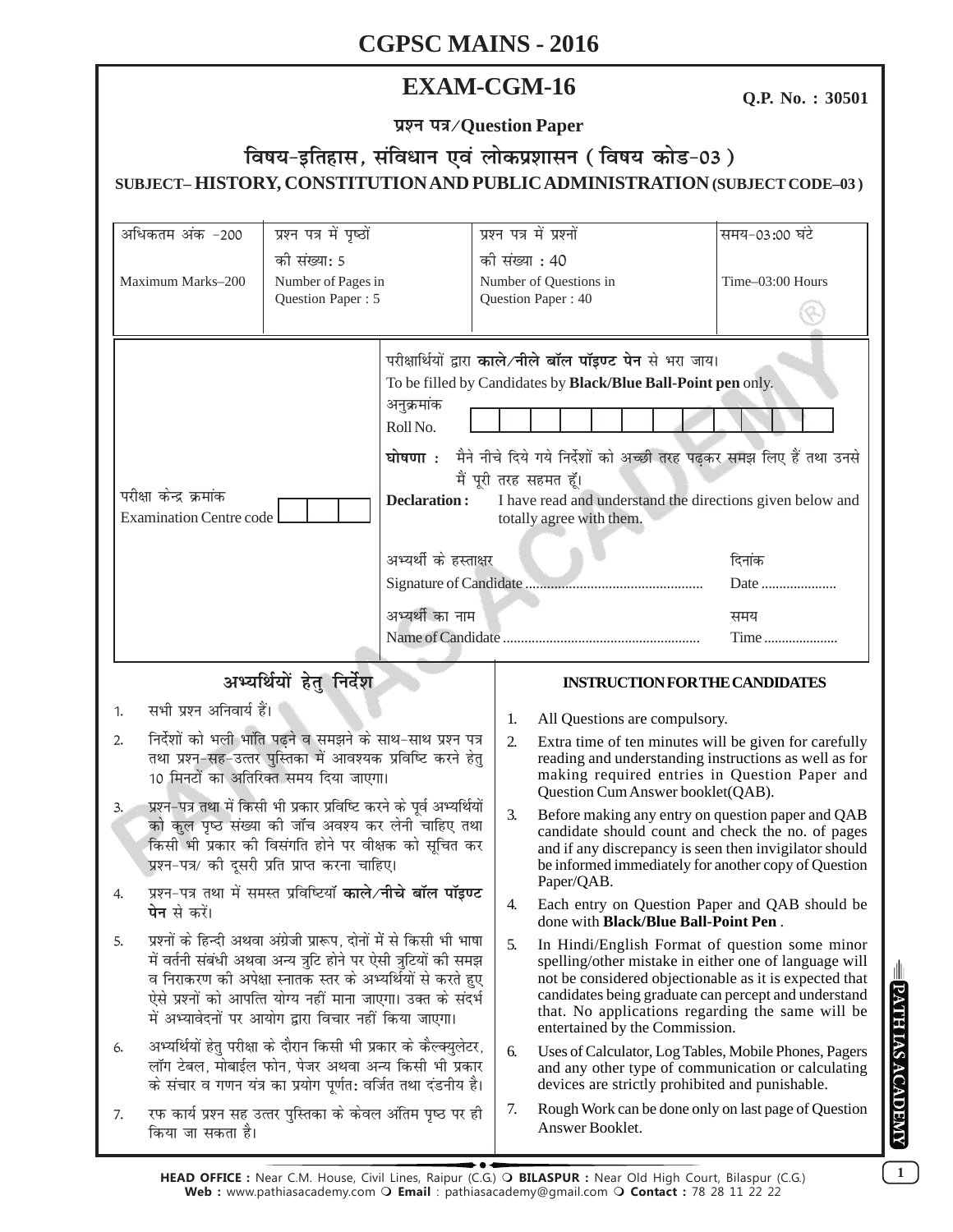# CGPSC MAINS - 2016

## EXAM-CGM-16

**Q.P. No. : 30501**

**प्रश्न पत्र/Question Paper**

**विषय-इतिहास, संविधान एवं लोकप्रशासन (विषय कोड-03)**

**SUBJECT– HISTORY, CONSTITUTION AND PUBLIC ADMINISTRATION (SUBJECT CODE–03)**

| अधिकतम अंक -200<br>Maximum Marks–200 | प्रश्न पत्र में पृष्ठों की संख्या: 5<br>Number of Pages in Question Paper : 5 | प्रश्न पत्र में प्रश्नों की संख्या : 40<br>Number of Questions in Question Paper : 40 | समय-03:00 घंटे<br>Time–03:00 Hours |
|---|---|---|---|

परीक्षार्थियों द्वारा **काले/नीले बॉल पॉइण्ट पेन** से भरा जाय।
To be filled by Candidates by **Black/Blue Ball-Point pen** only.

अनुक्रमांक
Roll No.

परीक्षा केन्द्र क्रमांक
Examination Centre code

**घोषणा :** मैने नीचे दिये गये निर्देशों को अच्छी तरह पढ़कर समझ लिए हैं तथा उनसे मैं पूरी तरह सहमत हूँ।

**Declaration :** I have read and understand the directions given below and totally agree with them.

अभ्यर्थी के हस्ताक्षर
Signature of Candidate ................................................ 

दिनांक
Date .....................

अभ्यर्थी का नाम
Name of Candidate ......................................................

समय
Time ....................

### अभ्यर्थियों हेतु निर्देश

1. सभी प्रश्न अनिवार्य हैं।
2. निर्देशों को भली भांति पढ़ने व समझने के साथ-साथ प्रश्न पत्र तथा प्रश्न-सह-उत्तर पुस्तिका में आवश्यक प्रविष्टि करने हेतु 10 मिनटों का अतिरिक्त समय दिया जाएगा।
3. प्रश्न-पत्र तथा में किसी भी प्रकार प्रविष्टि करने के पूर्व अभ्यर्थियों को कुल पृष्ठ संख्या की जाँच अवश्य कर लेनी चाहिए तथा किसी भी प्रकार की विसंगति होने पर वीक्षक को सूचित कर प्रश्न-पत्र/ की दूसरी प्रति प्राप्त करना चाहिए।
4. प्रश्न-पत्र तथा में समस्त प्रविष्टियाँ **काले/नीचे बॉल पॉइण्ट पेन** से करें।
5. प्रश्नों के हिन्दी अथवा अंग्रेजी प्रारूप, दोनों में से किसी भी भाषा में वर्तनी संबंधी अथवा अन्य त्रुटि होने पर ऐसी त्रुटियों की समझ व निराकरण की अपेक्षा स्नातक स्तर के अभ्यर्थियों से करते हुए ऐसे प्रश्नों को आपत्ति योग्य नहीं माना जाएगा। उक्त के संदर्भ में अभ्यावेदनों पर आयोग द्वारा विचार नहीं किया जाएगा।
6. अभ्यर्थियों हेतु परीक्षा के दौरान किसी भी प्रकार के कैल्क्युलेटर, लॉग टेबल, मोबाईल फोन, पेजर अथवा अन्य किसी भी प्रकार के संचार व गणन यंत्र का प्रयोग पूर्णतः वर्जित तथा दंडनीय है।
7. रफ कार्य प्रश्न सह उत्तर पुस्तिका के केवल अंतिम पृष्ठ पर ही किया जा सकता है।

### INSTRUCTION FOR THE CANDIDATES

1. All Questions are compulsory.
2. Extra time of ten minutes will be given for carefully reading and understanding instructions as well as for making required entries in Question Paper and Question Cum Answer booklet(QAB).
3. Before making any entry on question paper and QAB candidate should count and check the no. of pages and if any discrepancy is seen then invigilator should be informed immediately for another copy of Question Paper/QAB.
4. Each entry on Question Paper and QAB should be done with **Black/Blue Ball-Point Pen** .
5. In Hindi/English Format of question some minor spelling/other mistake in either one of language will not be considered objectionable as it is expected that candidates being graduate can percept and understand that. No applications regarding the same will be entertained by the Commission.
6. Uses of Calculator, Log Tables, Mobile Phones, Pagers and any other type of communication or calculating devices are strictly prohibited and punishable.
7. Rough Work can be done only on last page of Question Answer Booklet.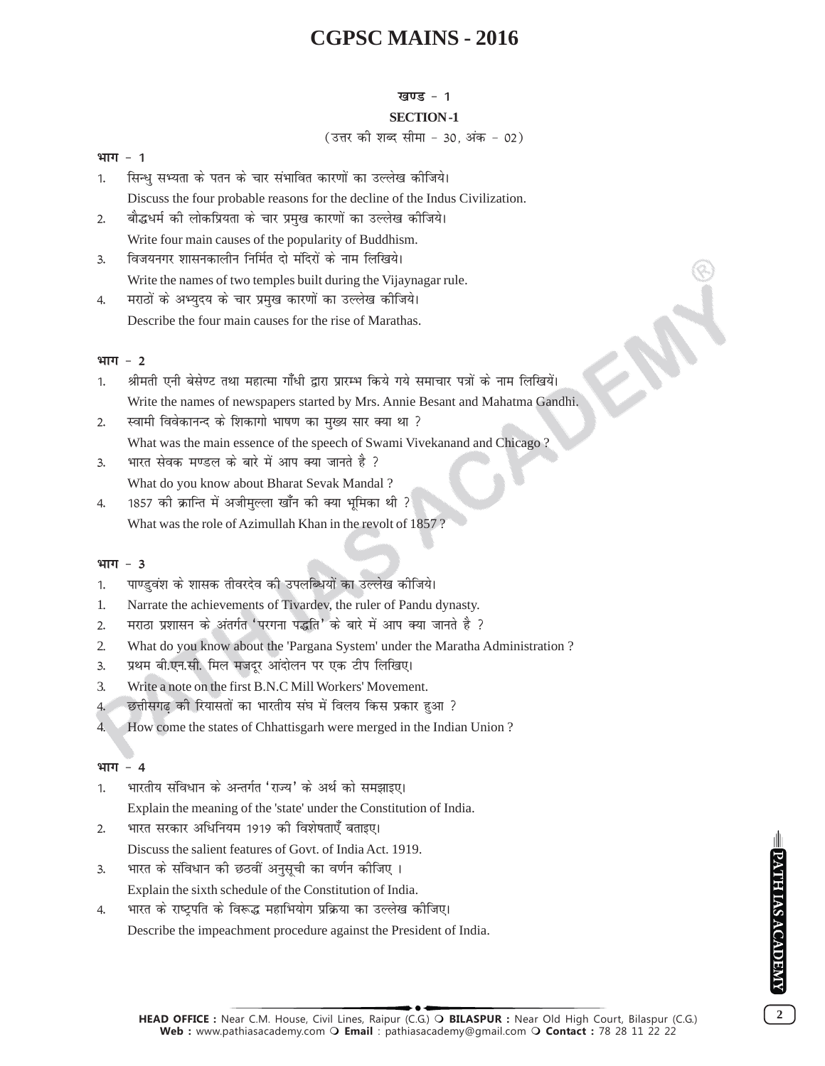# CGPSC MAINS - 2016

## खण्ड - 1

## SECTION-1

(उत्तर की शब्द सीमा - 30, अंक - 02)

### भाग - 1

1. सिन्धु सभ्यता के पतन के चार संभावित कारणों का उल्लेख कीजिये।
   Discuss the four probable reasons for the decline of the Indus Civilization.
2. बौद्धधर्म की लोकप्रियता के चार प्रमुख कारणों का उल्लेख कीजिये।
   Write four main causes of the popularity of Buddhism.
3. विजयनगर शासनकालीन निर्मित दो मंदिरों के नाम लिखिये।
   Write the names of two temples built during the Vijaynagar rule.
4. मराठों के अभ्युदय के चार प्रमुख कारणों का उल्लेख कीजिये।
   Describe the four main causes for the rise of Marathas.

### भाग - 2

1. श्रीमती एनी बेसेण्ट तथा महात्मा गाँधी द्वारा प्रारम्भ किये गये समाचार पत्रों के नाम लिखियें।
   Write the names of newspapers started by Mrs. Annie Besant and Mahatma Gandhi.
2. स्वामी विवेकानन्द के शिकागो भाषण का मुख्य सार क्या था ?
   What was the main essence of the speech of Swami Vivekanand and Chicago ?
3. भारत सेवक मण्डल के बारे में आप क्या जानते है ?
   What do you know about Bharat Sevak Mandal ?
4. 1857 की क्रान्ति में अजीमुल्ला खाँन की क्या भूमिका थी ?
   What was the role of Azimullah Khan in the revolt of 1857 ?

### भाग - 3

1. पाण्डुवंश के शासक तीवरदेव की उपलब्धियों का उल्लेख कीजिये।
1. Narrate the achievements of Tivardev, the ruler of Pandu dynasty.
2. मराठा प्रशासन के अंतर्गत 'परगना पद्धति' के बारे में आप क्या जानते है ?
2. What do you know about the 'Pargana System' under the Maratha Administration ?
3. प्रथम बी.एन.सी. मिल मजदूर आंदोलन पर एक टीप लिखिए।
3. Write a note on the first B.N.C Mill Workers' Movement.
4. छत्तीसगढ़ की रियासतों का भारतीय संघ में विलय किस प्रकार हुआ ?
4. How come the states of Chhattisgarh were merged in the Indian Union ?

### भाग - 4

1. भारतीय संविधान के अन्तर्गत 'राज्य' के अर्थ को समझाइए।
   Explain the meaning of the 'state' under the Constitution of India.
2. भारत सरकार अधिनियम 1919 की विशेषताएँ बताइए।
   Discuss the salient features of Govt. of India Act. 1919.
3. भारत के संविधान की छठवीं अनुसूची का वर्णन कीजिए ।
   Explain the sixth schedule of the Constitution of India.
4. भारत के राष्ट्रपति के विरूद्ध महाभियोग प्रक्रिया का उल्लेख कीजिए।
   Describe the impeachment procedure against the President of India.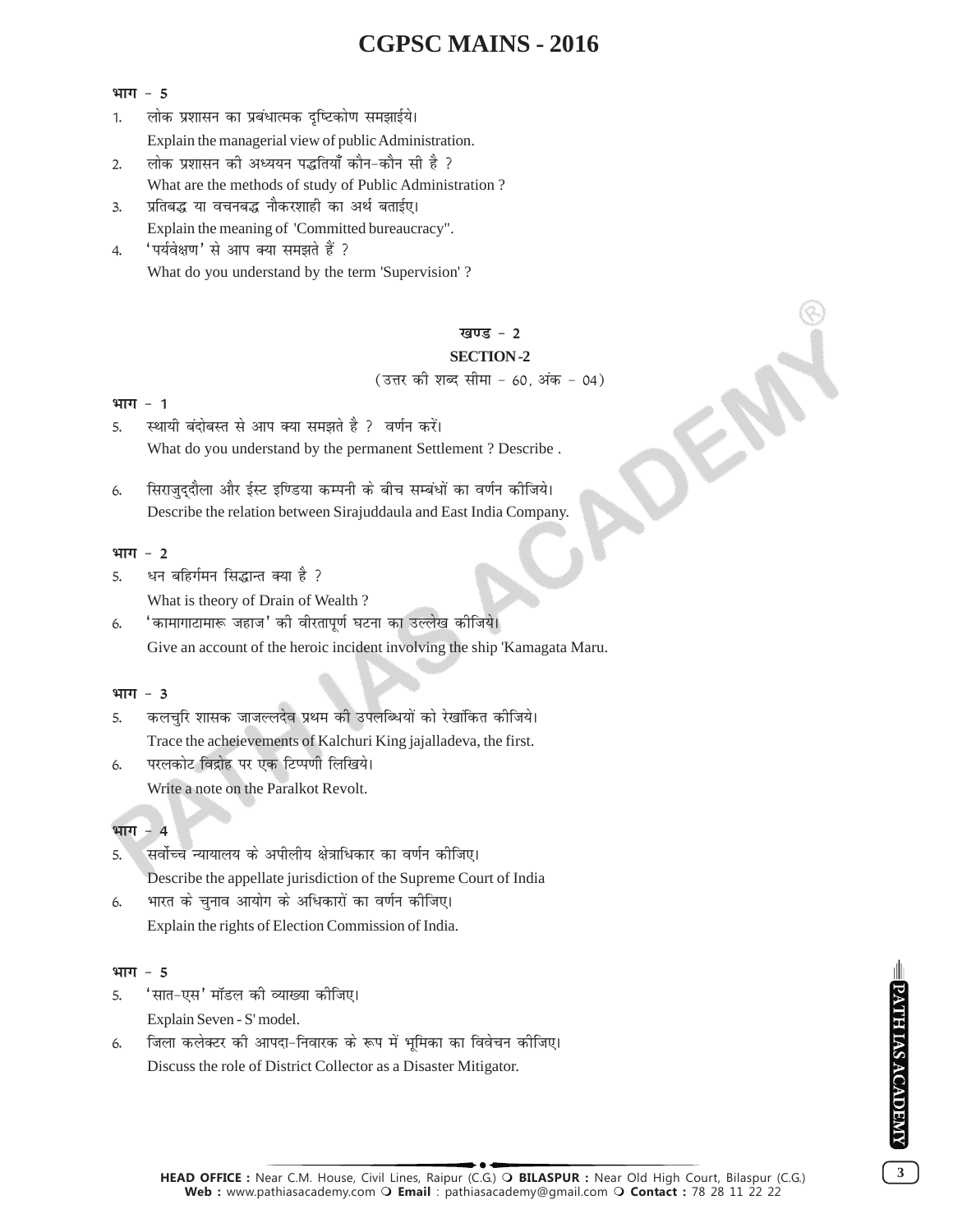**भाग - 5**

1. लोक प्रशासन का प्रबंधात्मक दृष्टिकोण समझाईये।
   Explain the managerial view of public Administration.
2. लोक प्रशासन की अध्ययन पद्धतियाँ कौन-कौन सी है ?
   What are the methods of study of Public Administration ?
3. प्रतिबद्ध या वचनबद्ध नौकरशाही का अर्थ बताईए।
   Explain the meaning of 'Committed bureaucracy".
4. 'पर्यवेक्षण' से आप क्या समझते हैं ?
   What do you understand by the term 'Supervision' ?

## खण्ड - 2

## SECTION-2

(उत्तर की शब्द सीमा - 60, अंक - 04)

**भाग - 1**

5. स्थायी बंदोबस्त से आप क्या समझते है ? वर्णन करें।
   What do you understand by the permanent Settlement ? Describe .
6. सिराजुद्दौला और ईस्ट इण्डिया कम्पनी के बीच सम्बंधों का वर्णन कीजिये।
   Describe the relation between Sirajuddaula and East India Company.

**भाग - 2**

5. धन बहिर्गमन सिद्धान्त क्या है ?
   What is theory of Drain of Wealth ?
6. 'कामागाटामारू जहाज' की वीरतापूर्ण घटना का उल्लेख कीजिये।
   Give an account of the heroic incident involving the ship 'Kamagata Maru.

**भाग - 3**

5. कलचुरि शासक जाजल्लदेव प्रथम की उपलब्धियों को रेखांकित कीजिये।
   Trace the acheievements of Kalchuri King jajalladeva, the first.
6. परलकोट विद्रोह पर एक टिप्पणी लिखिये।
   Write a note on the Paralkot Revolt.

**भाग - 4**

5. सर्वोच्च न्यायालय के अपीलीय क्षेत्राधिकार का वर्णन कीजिए।
   Describe the appellate jurisdiction of the Supreme Court of India
6. भारत के चुनाव आयोग के अधिकारों का वर्णन कीजिए।
   Explain the rights of Election Commission of India.

**भाग - 5**

5. 'सात-एस' मॉडल की व्याख्या कीजिए।
   Explain Seven - S' model.
6. जिला कलेक्टर की आपदा-निवारक के रूप में भूमिका का विवेचन कीजिए।
   Discuss the role of District Collector as a Disaster Mitigator.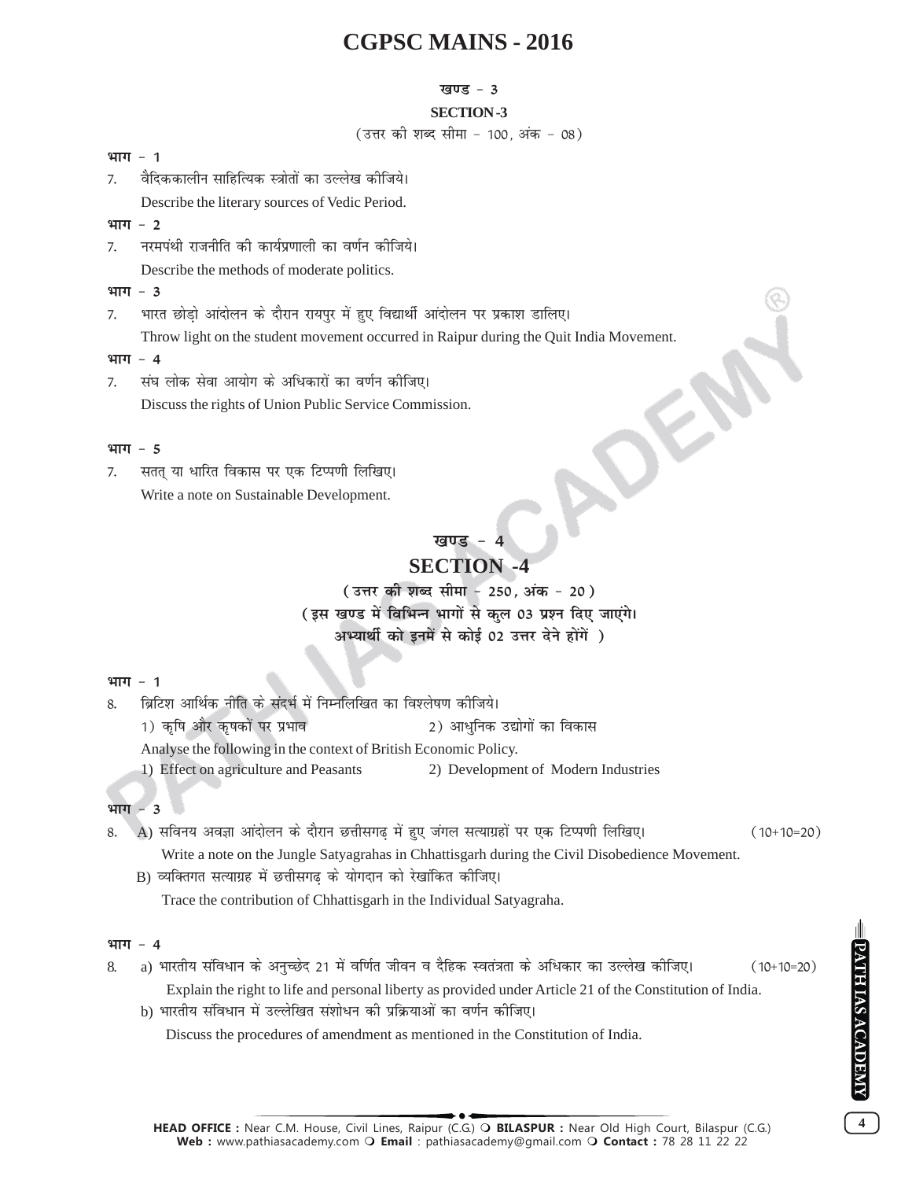# CGPSC MAINS - 2016

## खण्ड - 3

## SECTION-3

(उत्तर की शब्द सीमा - 100, अंक - 08)

**भाग - 1**

7. वैदिककालीन साहित्यिक स्त्रोतों का उल्लेख कीजिये।

   Describe the literary sources of Vedic Period.

**भाग - 2**

7. नरमपंथी राजनीति की कार्यप्रणाली का वर्णन कीजिये।

   Describe the methods of moderate politics.

**भाग - 3**

7. भारत छोड़ो आंदोलन के दौरान रायपुर में हुए विद्यार्थी आंदोलन पर प्रकाश डालिए।

   Throw light on the student movement occurred in Raipur during the Quit India Movement.

**भाग - 4**

7. संघ लोक सेवा आयोग के अधिकारों का वर्णन कीजिए।

   Discuss the rights of Union Public Service Commission.

**भाग - 5**

7. सतत् या धारित विकास पर एक टिप्पणी लिखिए।

   Write a note on Sustainable Development.

## खण्ड - 4

## SECTION -4

**( उत्तर की शब्द सीमा - 250, अंक - 20 )**

**( इस खण्ड में विभिन्न भागों से कुल 03 प्रश्न दिए जाएंगे। अभ्यार्थी को इनमें से कोई 02 उत्तर देने होंगें )**

**भाग - 1**

8. ब्रिटिश आर्थिक नीति के संदर्भ में निम्नलिखित का विश्लेषण कीजिये।

   1) कृषि और कृषकों पर प्रभाव 2) आधुनिक उद्योगों का विकास

   Analyse the following in the context of British Economic Policy.

   1) Effect on agriculture and Peasants 2) Development of Modern Industries

**भाग - 3**

8. A) सविनय अवज्ञा आंदोलन के दौरान छत्तीसगढ़ में हुए जंगल सत्याग्रहों पर एक टिप्पणी लिखिए। (10+10=20)

   Write a note on the Jungle Satyagrahas in Chhattisgarh during the Civil Disobedience Movement.

   B) व्यक्तिगत सत्याग्रह में छत्तीसगढ़ के योगदान को रेखांकित कीजिए।

   Trace the contribution of Chhattisgarh in the Individual Satyagraha.

**भाग - 4**

8. a) भारतीय संविधान के अनुच्छेद 21 में वर्णित जीवन व दैहिक स्वतंत्रता के अधिकार का उल्लेख कीजिए। (10+10=20)

   Explain the right to life and personal liberty as provided under Article 21 of the Constitution of India.

   b) भारतीय संविधान में उल्लेखित संशोधन की प्रक्रियाओं का वर्णन कीजिए।

   Discuss the procedures of amendment as mentioned in the Constitution of India.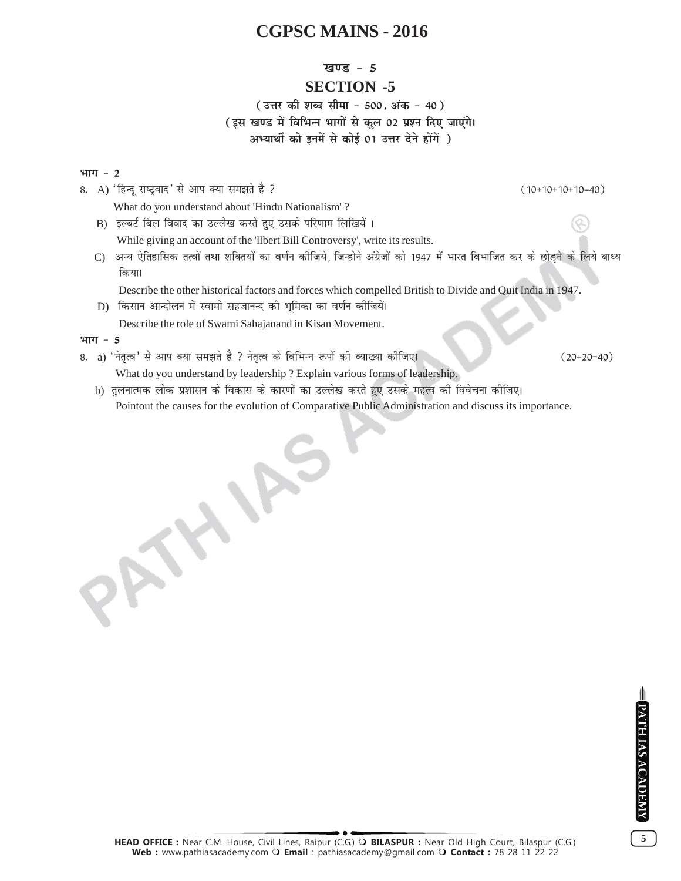# CGPSC MAINS - 2016

## खण्ड - 5

## SECTION -5

**( उत्तर की शब्द सीमा - 500, अंक - 40 )**
**( इस खण्ड में विभिन्न भागों से कुल 02 प्रश्न दिए जाएंगे। अभ्यार्थी को इनमें से कोई 01 उत्तर देने होंगें )**

**भाग - 2**

8. A) 'हिन्दू राष्ट्रवाद' से आप क्या समझते है ? (10+10+10+10=40)
   What do you understand about 'Hindu Nationalism' ?

   B) इल्बर्ट बिल विवाद का उल्लेख करते हुए उसके परिणाम लिखियें ।
   While giving an account of the 'llbert Bill Controversy', write its results.

   C) अन्य ऐतिहासिक तत्वों तथा शक्तियों का वर्णन कीजिये, जिन्होने अंग्रेजों को 1947 में भारत विभाजित कर के छोड़ने के लिये बाध्य किया।
   Describe the other historical factors and forces which compelled British to Divide and Quit India in 1947.

   D) किसान आन्दोलन में स्वामी सहजानन्द की भूमिका का वर्णन कीजियें।
   Describe the role of Swami Sahajanand in Kisan Movement.

**भाग - 5**

8. a) 'नेतृत्व' से आप क्या समझते है ? नेतृत्व के विभिन्न रूपों की व्याख्या कीजिए। (20+20=40)
   What do you understand by leadership ? Explain various forms of leadership.

   b) तुलनात्मक लोक प्रशासन के विकास के कारणों का उल्लेख करते हुए उसके महत्व की विवेचना कीजिए।
   Pointout the causes for the evolution of Comparative Public Administration and discuss its importance.